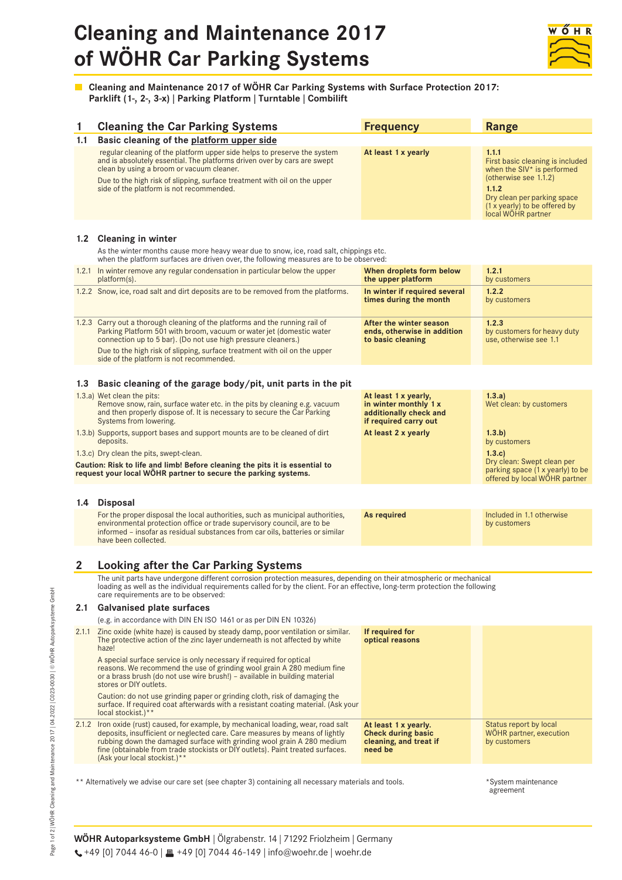# Cleaning and Maintenance 2017 of WÖHR Car Parking Systems

**Cleaning and Maintenance 2017 of WÖHR Car Parking Systems with Surface Protection 2017: Parklift (1-, 2-, 3-x) | Parking Platform | Turntable | Combilift**

## 1 Cleaning the Car Parking Systems

| | | Frequency | Range |
|---|---|---|---|
| **1.1** | **Basic cleaning of the platform upper side** | | |
| | regular cleaning of the platform upper side helps to preserve the system and is absolutely essential. The platforms driven over by cars are swept clean by using a broom or vacuum cleaner.<br>Due to the high risk of slipping, surface treatment with oil on the upper side of the platform is not recommended. | **At least 1 x yearly** | **1.1.1**<br>First basic cleaning is included when the SIV* is performed (otherwise see 1.1.2)<br>**1.1.2**<br>Dry clean per parking space (1 x yearly) to be offered by local WÖHR partner |

### 1.2 Cleaning in winter

As the winter months cause more heavy wear due to snow, ice, road salt, chippings etc. when the platform surfaces are driven over, the following measures are to be observed:

| | | Frequency | Range |
|---|---|---|---|
| 1.2.1 | In winter remove any regular condensation in particular below the upper platform(s). | **When droplets form below the upper platform** | **1.2.1**<br>by customers |
| 1.2.2 | Snow, ice, road salt and dirt deposits are to be removed from the platforms. | **In winter if required several times during the month** | **1.2.2**<br>by customers |
| 1.2.3 | Carry out a thorough cleaning of the platforms and the running rail of Parking Platform 501 with broom, vacuum or water jet (domestic water connection up to 5 bar). (Do not use high pressure cleaners.)<br>Due to the high risk of slipping, surface treatment with oil on the upper side of the platform is not recommended. | **After the winter season ends, otherwise in addition to basic cleaning** | **1.2.3**<br>by customers for heavy duty use, otherwise see 1.1 |

### 1.3 Basic cleaning of the garage body/pit, unit parts in the pit

| | Frequency | Range |
|---|---|---|
| 1.3.a) Wet clean the pits:<br>Remove snow, rain, surface water etc. in the pits by cleaning e.g. vacuum and then properly dispose of. It is necessary to secure the Car Parking Systems from lowering. | **At least 1 x yearly, in winter monthly 1 x additionally check and if required carry out** | **1.3.a)**<br>Wet clean: by customers |
| 1.3.b) Supports, support bases and support mounts are to be cleaned of dirt deposits. | **At least 2 x yearly** | **1.3.b)**<br>by customers |
| 1.3.c) Dry clean the pits, swept-clean.<br>**Caution: Risk to life and limb! Before cleaning the pits it is essential to request your local WÖHR partner to secure the parking systems.** | | **1.3.c)**<br>Dry clean: Swept clean per parking space (1 x yearly) to be offered by local WÖHR partner |

### 1.4 Disposal

| | Frequency | Range |
|---|---|---|
| For the proper disposal the local authorities, such as municipal authorities, environmental protection office or trade supervisory council, are to be informed – insofar as residual substances from car oils, batteries or similar have been collected. | **As required** | Included in 1.1 otherwise by customers |

## 2 Looking after the Car Parking Systems

The unit parts have undergone different corrosion protection measures, depending on their atmospheric or mechanical loading as well as the individual requirements called for by the client. For an effective, long-term protection the following care requirements are to be observed:

### 2.1 Galvanised plate surfaces

(e.g. in accordance with DIN EN ISO 1461 or as per DIN EN 10326)

| | | Frequency | Range |
|---|---|---|---|
| 2.1.1 | Zinc oxide (white haze) is caused by steady damp, poor ventilation or similar. The protective action of the zinc layer underneath is not affected by white haze!<br>A special surface service is only necessary if required for optical reasons. We recommend the use of grinding wool grain A 280 medium fine or a brass brush (do not use wire brush!) – available in building material stores or DIY outlets.<br>Caution: do not use grinding paper or grinding cloth, risk of damaging the surface. If required coat afterwards with a resistant coating material. (Ask your local stockist.)** | **If required for optical reasons** | |
| 2.1.2 | Iron oxide (rust) caused, for example, by mechanical loading, wear, road salt deposits, insufficient or neglected care. Care measures by means of lightly rubbing down the damaged surface with grinding wool grain A 280 medium fine (obtainable from trade stockists or DIY outlets). Paint treated surfaces. (Ask your local stockist.)** | **At least 1 x yearly. Check during basic cleaning, and treat if need be** | Status report by local WÖHR partner, execution by customers |

** Alternatively we advise our care set (see chapter 3) containing all necessary materials and tools.

*System maintenance agreement

**WÖHR Autoparksysteme GmbH** | Ölgrabenstr. 14 | 71292 Friolzheim | Germany
+49 [0] 7044 46-0 | +49 [0] 7044 46-149 | info@woehr.de | woehr.de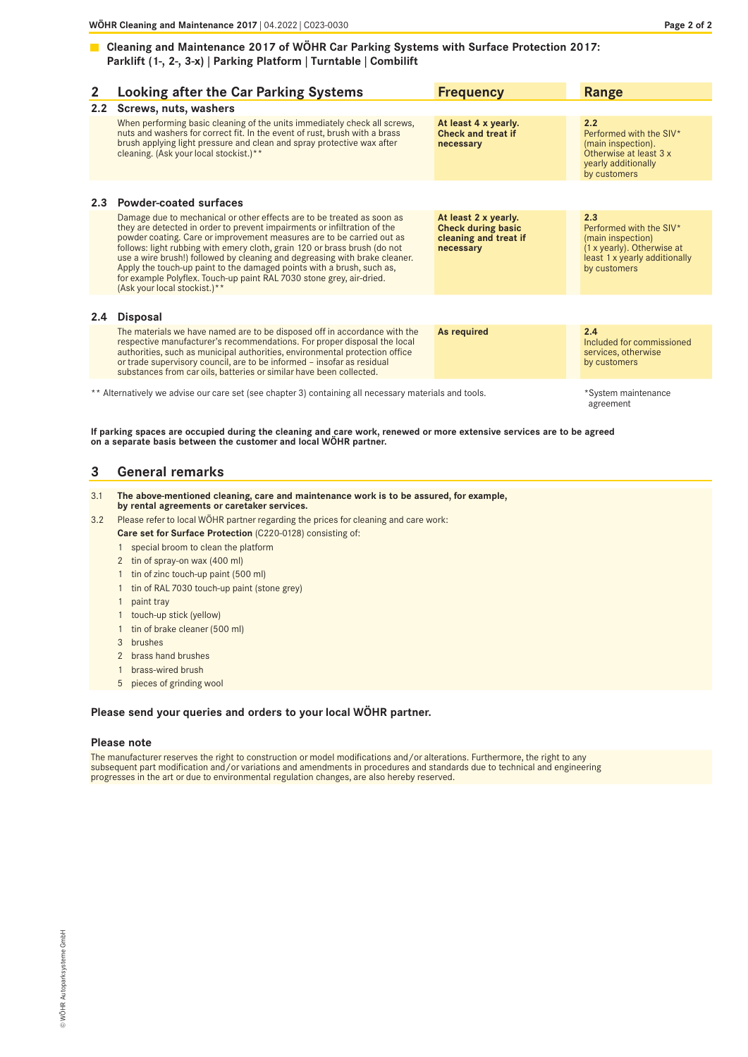**Cleaning and Maintenance 2017 of WÖHR Car Parking Systems with Surface Protection 2017: Parklift (1-, 2-, 3-x) | Parking Platform | Turntable | Combilift**

| 2 | Looking after the Car Parking Systems | Frequency | Range |
|---|---|---|---|
| **2.2** | **Screws, nuts, washers** | | |
| | When performing basic cleaning of the units immediately check all screws, nuts and washers for correct fit. In the event of rust, brush with a brass brush applying light pressure and clean and spray protective wax after cleaning. (Ask your local stockist.)** | **At least 4 x yearly. Check and treat if necessary** | **2.2** Performed with the SIV* (main inspection). Otherwise at least 3 x yearly additionally by customers |
| **2.3** | **Powder-coated surfaces** | | |
| | Damage due to mechanical or other effects are to be treated as soon as they are detected in order to prevent impairments or infiltration of the powder coating. Care or improvement measures are to be carried out as follows: light rubbing with emery cloth, grain 120 or brass brush (do not use a wire brush!) followed by cleaning and degreasing with brake cleaner. Apply the touch-up paint to the damaged points with a brush, such as, for example Polyflex. Touch-up paint RAL 7030 stone grey, air-dried. (Ask your local stockist.)** | **At least 2 x yearly. Check during basic cleaning and treat if necessary** | **2.3** Performed with the SIV* (main inspection) (1 x yearly). Otherwise at least 1 x yearly additionally by customers |
| **2.4** | **Disposal** | | |
| | The materials we have named are to be disposed off in accordance with the respective manufacturer's recommendations. For proper disposal the local authorities, such as municipal authorities, environmental protection office or trade supervisory council, are to be informed – insofar as residual substances from car oils, batteries or similar have been collected. | **As required** | **2.4** Included for commissioned services, otherwise by customers |

** Alternatively we advise our care set (see chapter 3) containing all necessary materials and tools.

*System maintenance agreement

**If parking spaces are occupied during the cleaning and care work, renewed or more extensive services are to be agreed on a separate basis between the customer and local WÖHR partner.**

## 3 General remarks

3.1 **The above-mentioned cleaning, care and maintenance work is to be assured, for example, by rental agreements or caretaker services.**

3.2 Please refer to local WÖHR partner regarding the prices for cleaning and care work:

**Care set for Surface Protection** (C220-0128) consisting of:

- 1 special broom to clean the platform
- 2 tin of spray-on wax (400 ml)
- 1 tin of zinc touch-up paint (500 ml)
- 1 tin of RAL 7030 touch-up paint (stone grey)
- 1 paint tray
- 1 touch-up stick (yellow)
- 1 tin of brake cleaner (500 ml)
- 3 brushes
- 2 brass hand brushes
- 1 brass-wired brush
- 5 pieces of grinding wool

**Please send your queries and orders to your local WÖHR partner.**

### Please note

The manufacturer reserves the right to construction or model modifications and/or alterations. Furthermore, the right to any subsequent part modification and/or variations and amendments in procedures and standards due to technical and engineering progresses in the art or due to environmental regulation changes, are also hereby reserved.